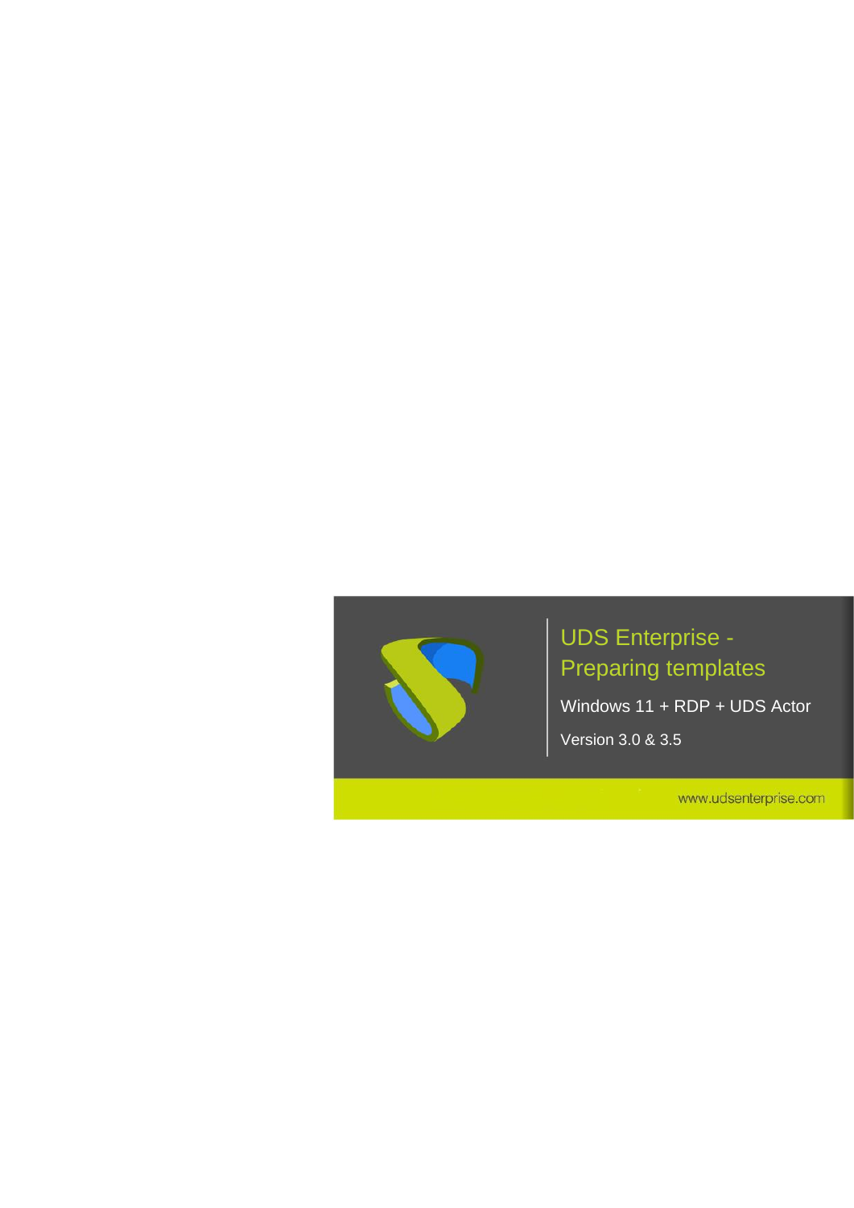# UDS Enterprise - Preparing templates

Windows 11 + RDP + UDS Actor

Version 3.0 & 3.5

www.udsenterprise.com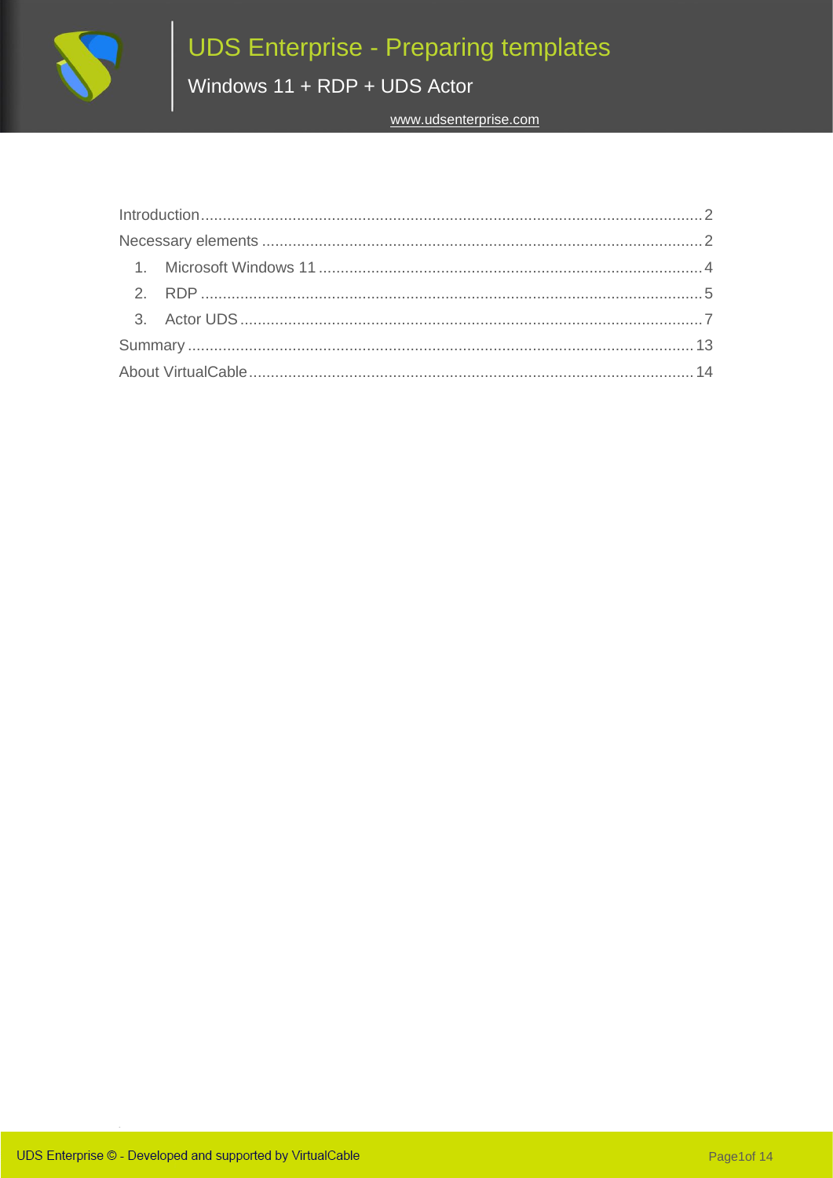Introduction .................................................................................................................. 2

Necessary elements ..................................................................................................... 2

1. Microsoft Windows 11 ........................................................................................ 4
2. RDP ................................................................................................................... 5
3. Actor UDS .......................................................................................................... 7

Summary ..................................................................................................................... 13

About VirtualCable ..................................................................................................... 14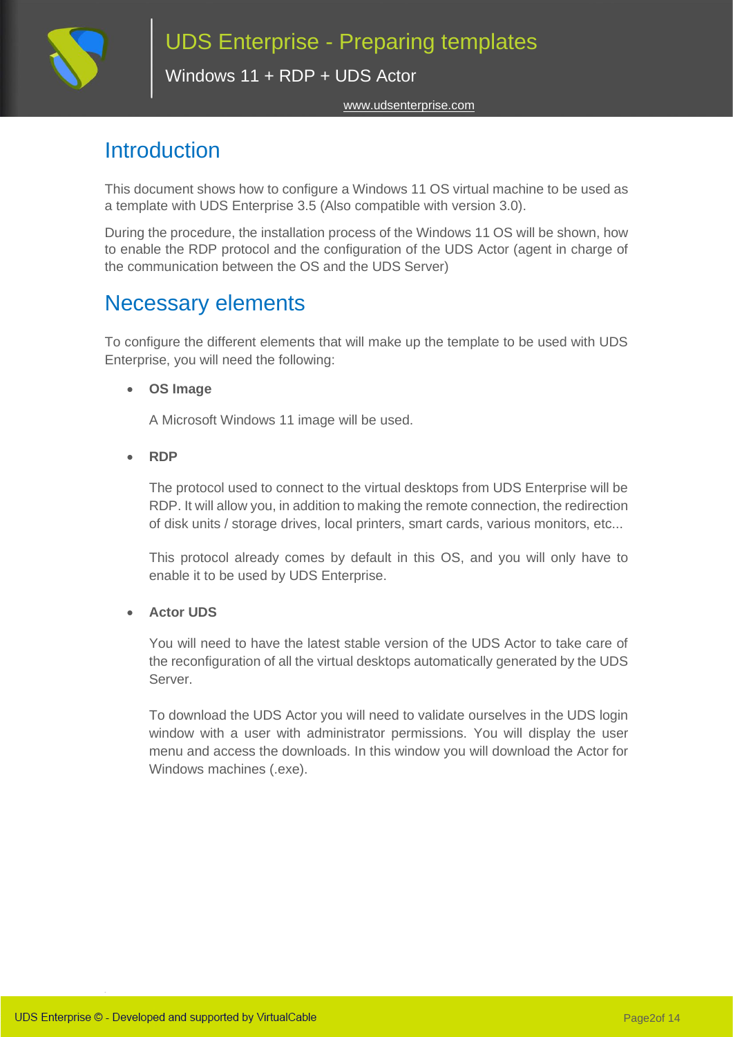## Introduction

This document shows how to configure a Windows 11 OS virtual machine to be used as a template with UDS Enterprise 3.5 (Also compatible with version 3.0).

During the procedure, the installation process of the Windows 11 OS will be shown, how to enable the RDP protocol and the configuration of the UDS Actor (agent in charge of the communication between the OS and the UDS Server)

## Necessary elements

To configure the different elements that will make up the template to be used with UDS Enterprise, you will need the following:

- **OS Image**

  A Microsoft Windows 11 image will be used.

- **RDP**

  The protocol used to connect to the virtual desktops from UDS Enterprise will be RDP. It will allow you, in addition to making the remote connection, the redirection of disk units / storage drives, local printers, smart cards, various monitors, etc...

  This protocol already comes by default in this OS, and you will only have to enable it to be used by UDS Enterprise.

- **Actor UDS**

  You will need to have the latest stable version of the UDS Actor to take care of the reconfiguration of all the virtual desktops automatically generated by the UDS Server.

  To download the UDS Actor you will need to validate ourselves in the UDS login window with a user with administrator permissions. You will display the user menu and access the downloads. In this window you will download the Actor for Windows machines (.exe).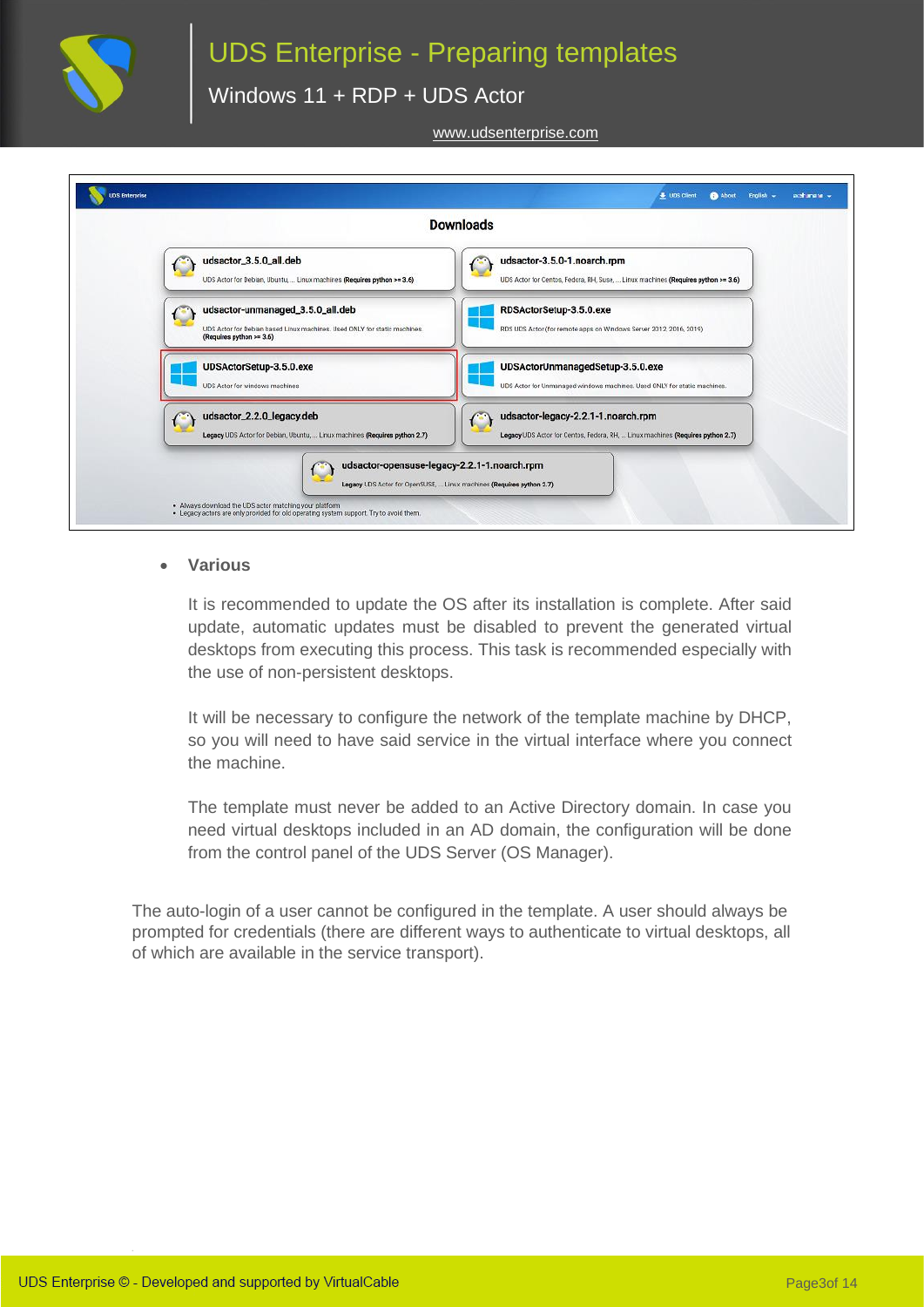- **Various**

  It is recommended to update the OS after its installation is complete. After said update, automatic updates must be disabled to prevent the generated virtual desktops from executing this process. This task is recommended especially with the use of non-persistent desktops.

  It will be necessary to configure the network of the template machine by DHCP, so you will need to have said service in the virtual interface where you connect the machine.

  The template must never be added to an Active Directory domain. In case you need virtual desktops included in an AD domain, the configuration will be done from the control panel of the UDS Server (OS Manager).

The auto-login of a user cannot be configured in the template. A user should always be prompted for credentials (there are different ways to authenticate to virtual desktops, all of which are available in the service transport).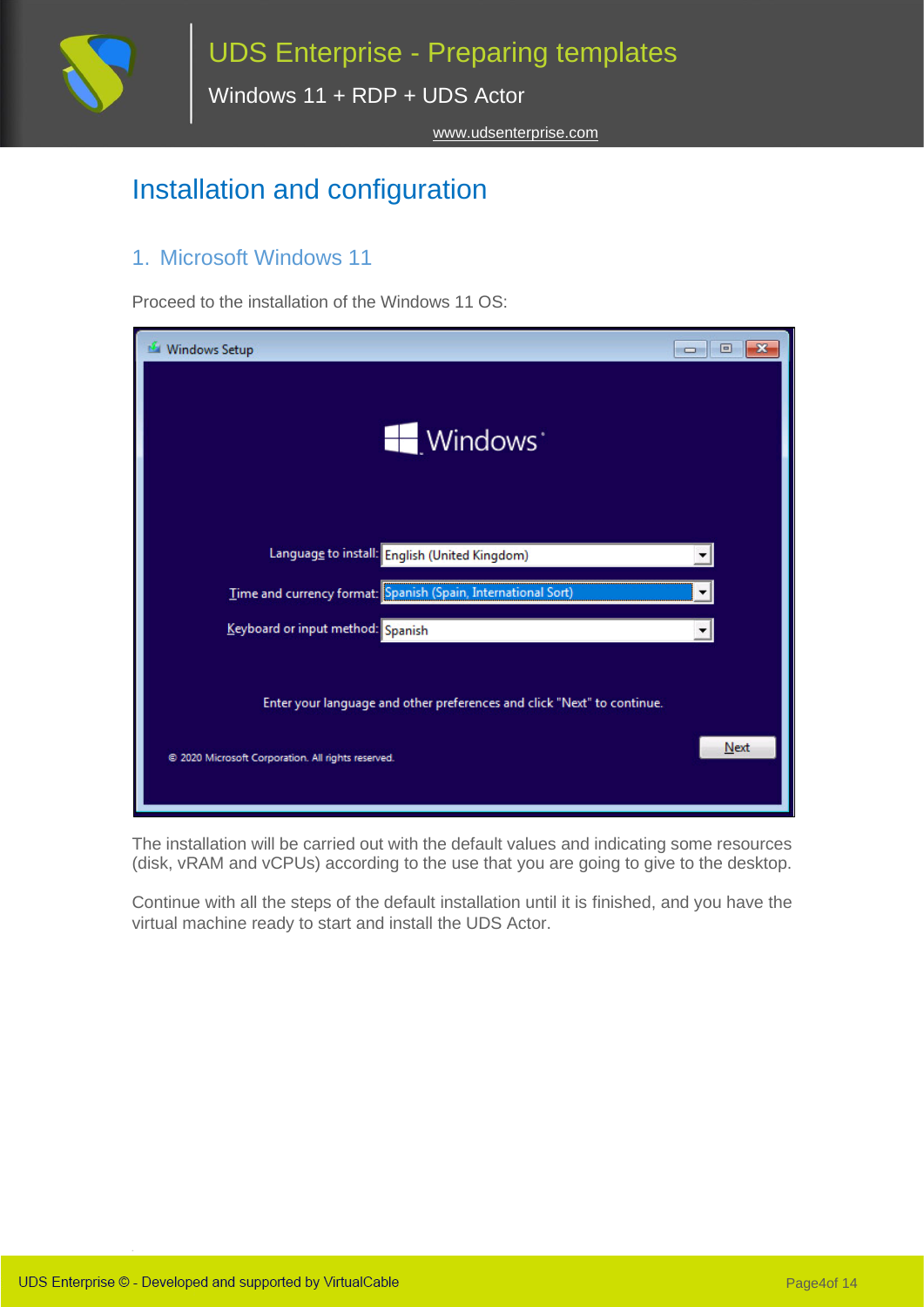# Installation and configuration

## 1. Microsoft Windows 11

Proceed to the installation of the Windows 11 OS:

The installation will be carried out with the default values and indicating some resources (disk, vRAM and vCPUs) according to the use that you are going to give to the desktop.

Continue with all the steps of the default installation until it is finished, and you have the virtual machine ready to start and install the UDS Actor.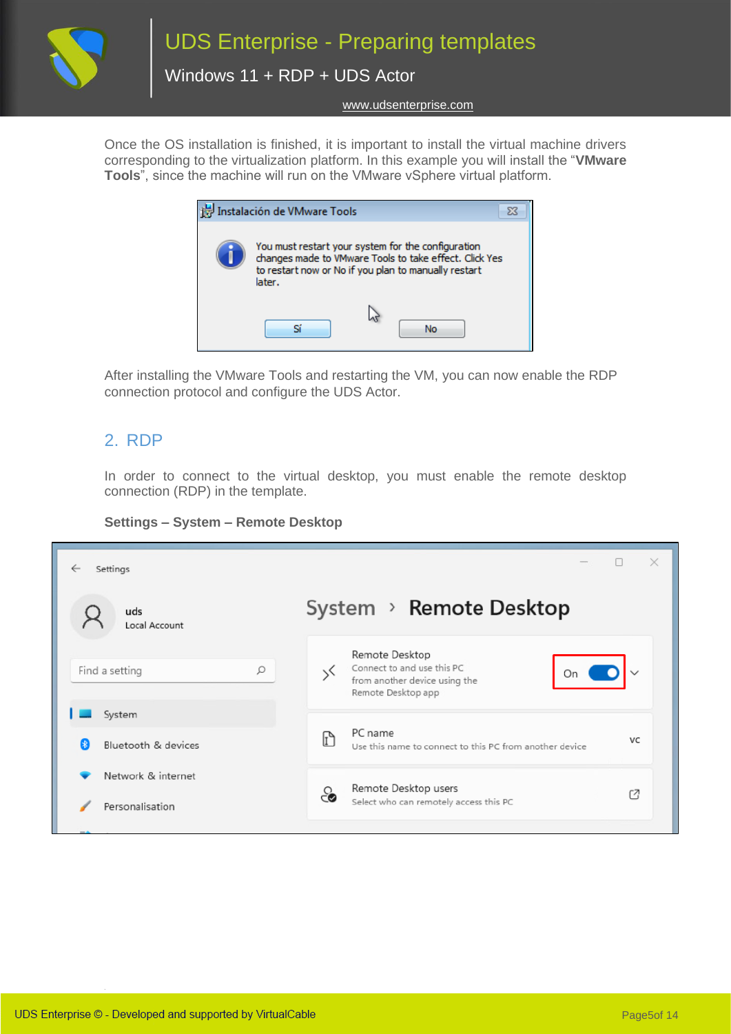Once the OS installation is finished, it is important to install the virtual machine drivers corresponding to the virtualization platform. In this example you will install the "**VMware Tools**", since the machine will run on the VMware vSphere virtual platform.

After installing the VMware Tools and restarting the VM, you can now enable the RDP connection protocol and configure the UDS Actor.

## 2. RDP

In order to connect to the virtual desktop, you must enable the remote desktop connection (RDP) in the template.

**Settings – System – Remote Desktop**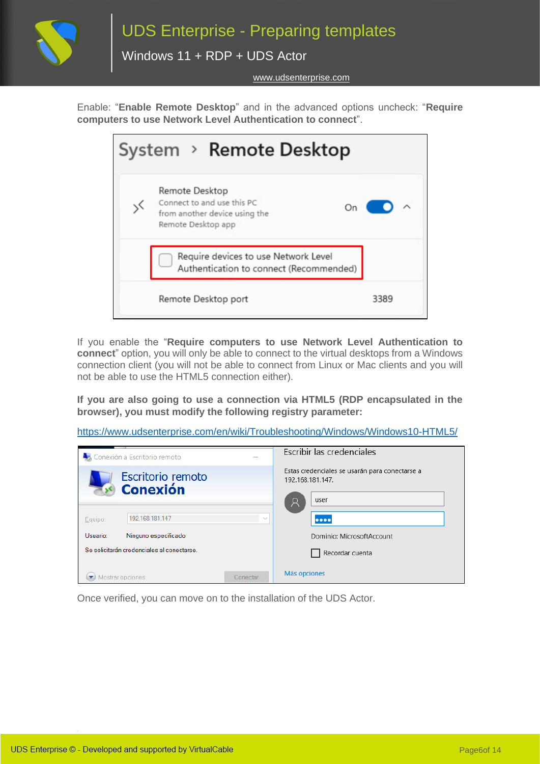Enable: "**Enable Remote Desktop**" and in the advanced options uncheck: "**Require computers to use Network Level Authentication to connect**".

If you enable the "**Require computers to use Network Level Authentication to connect**" option, you will only be able to connect to the virtual desktops from a Windows connection client (you will not be able to connect from Linux or Mac clients and you will not be able to use the HTML5 connection either).

**If you are also going to use a connection via HTML5 (RDP encapsulated in the browser), you must modify the following registry parameter:**

https://www.udsenterprise.com/en/wiki/Troubleshooting/Windows/Windows10-HTML5/

Once verified, you can move on to the installation of the UDS Actor.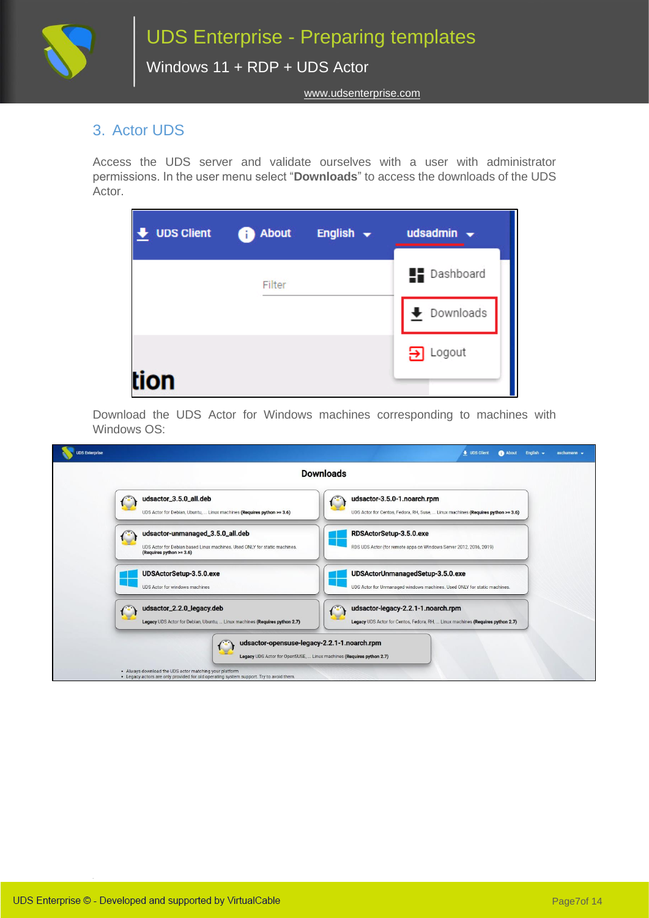## 3. Actor UDS

Access the UDS server and validate ourselves with a user with administrator permissions. In the user menu select "**Downloads**" to access the downloads of the UDS Actor.

Download the UDS Actor for Windows machines corresponding to machines with Windows OS: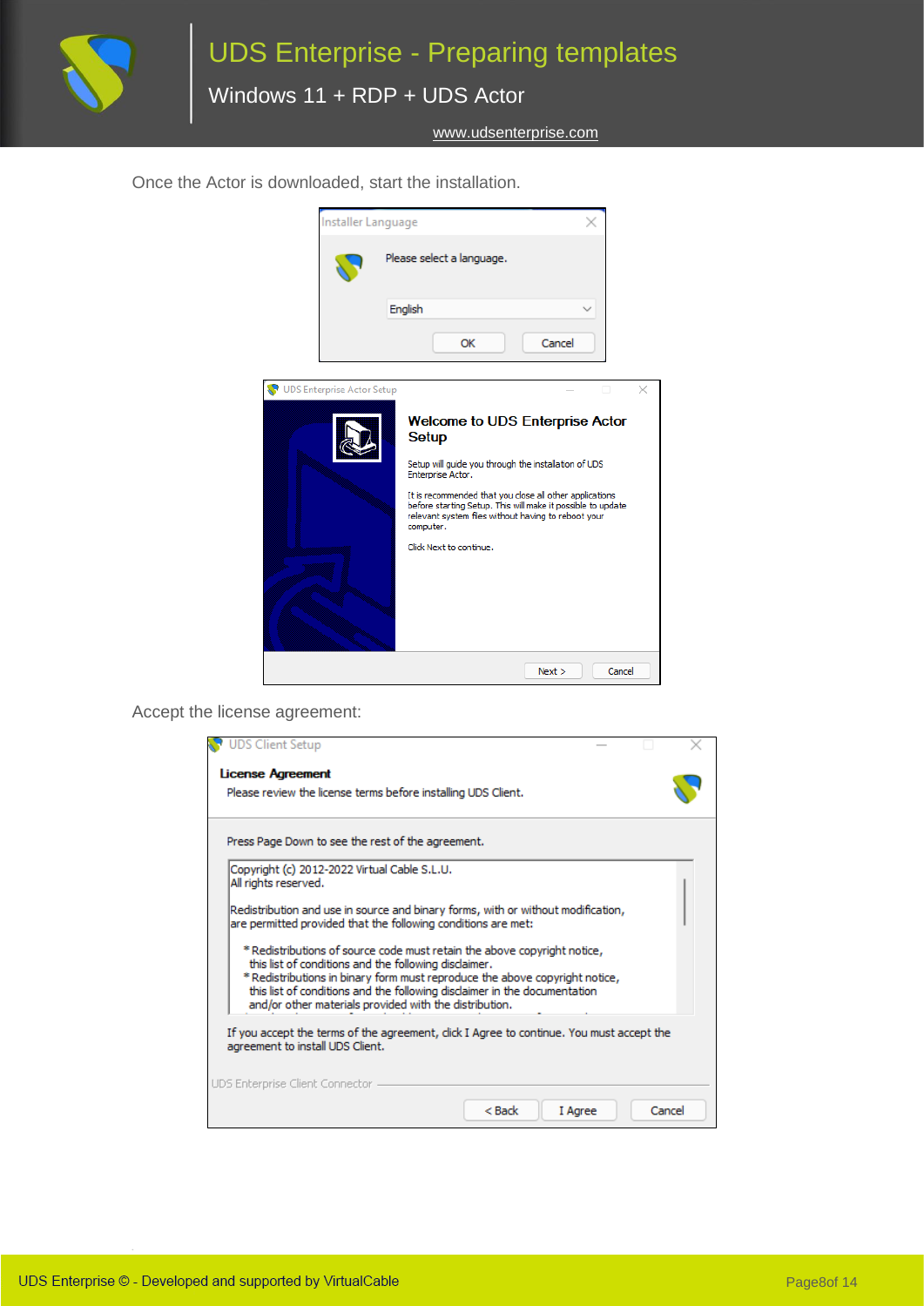Once the Actor is downloaded, start the installation.

Accept the license agreement: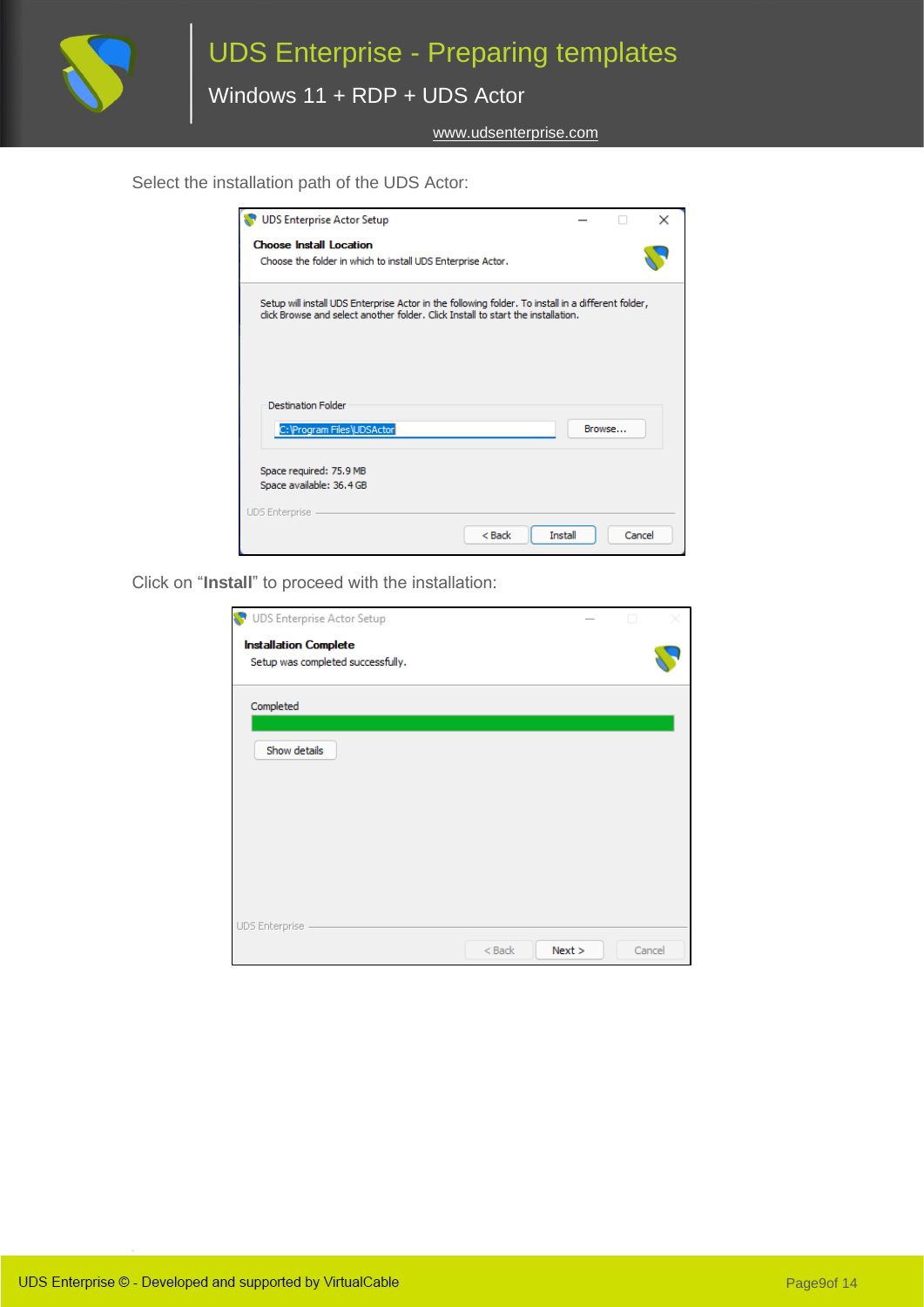Select the installation path of the UDS Actor:

Click on “**Install**” to proceed with the installation: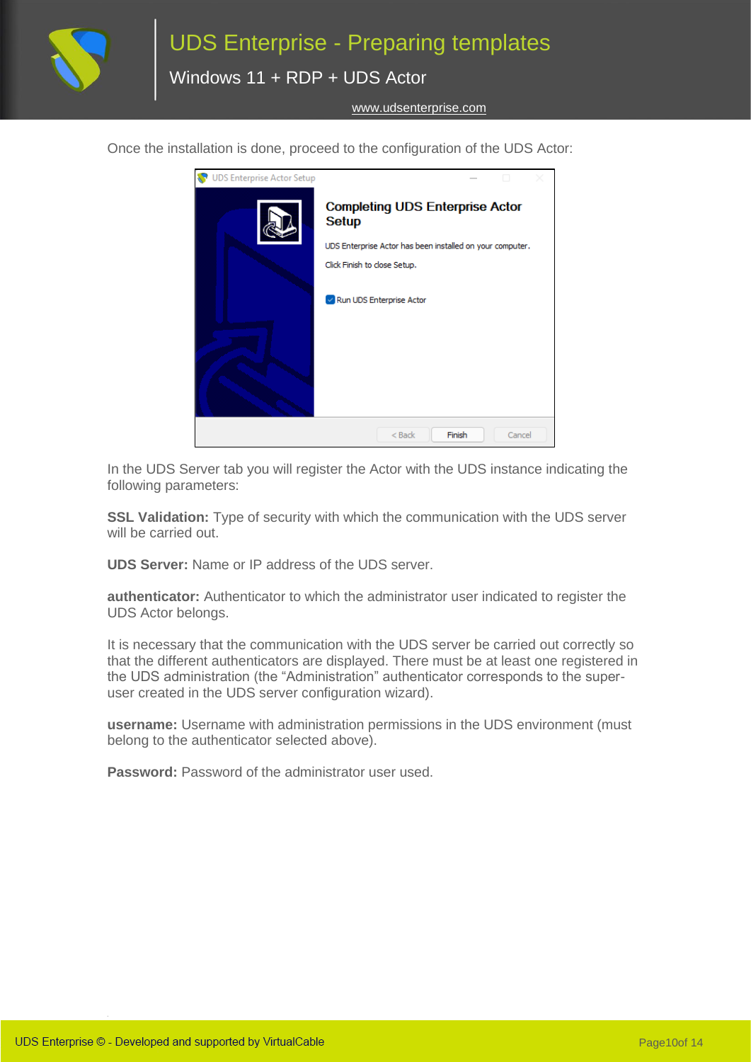Once the installation is done, proceed to the configuration of the UDS Actor:

In the UDS Server tab you will register the Actor with the UDS instance indicating the following parameters:

**SSL Validation:** Type of security with which the communication with the UDS server will be carried out.

**UDS Server:** Name or IP address of the UDS server.

**authenticator:** Authenticator to which the administrator user indicated to register the UDS Actor belongs.

It is necessary that the communication with the UDS server be carried out correctly so that the different authenticators are displayed. There must be at least one registered in the UDS administration (the “Administration” authenticator corresponds to the super-user created in the UDS server configuration wizard).

**username:** Username with administration permissions in the UDS environment (must belong to the authenticator selected above).

**Password:** Password of the administrator user used.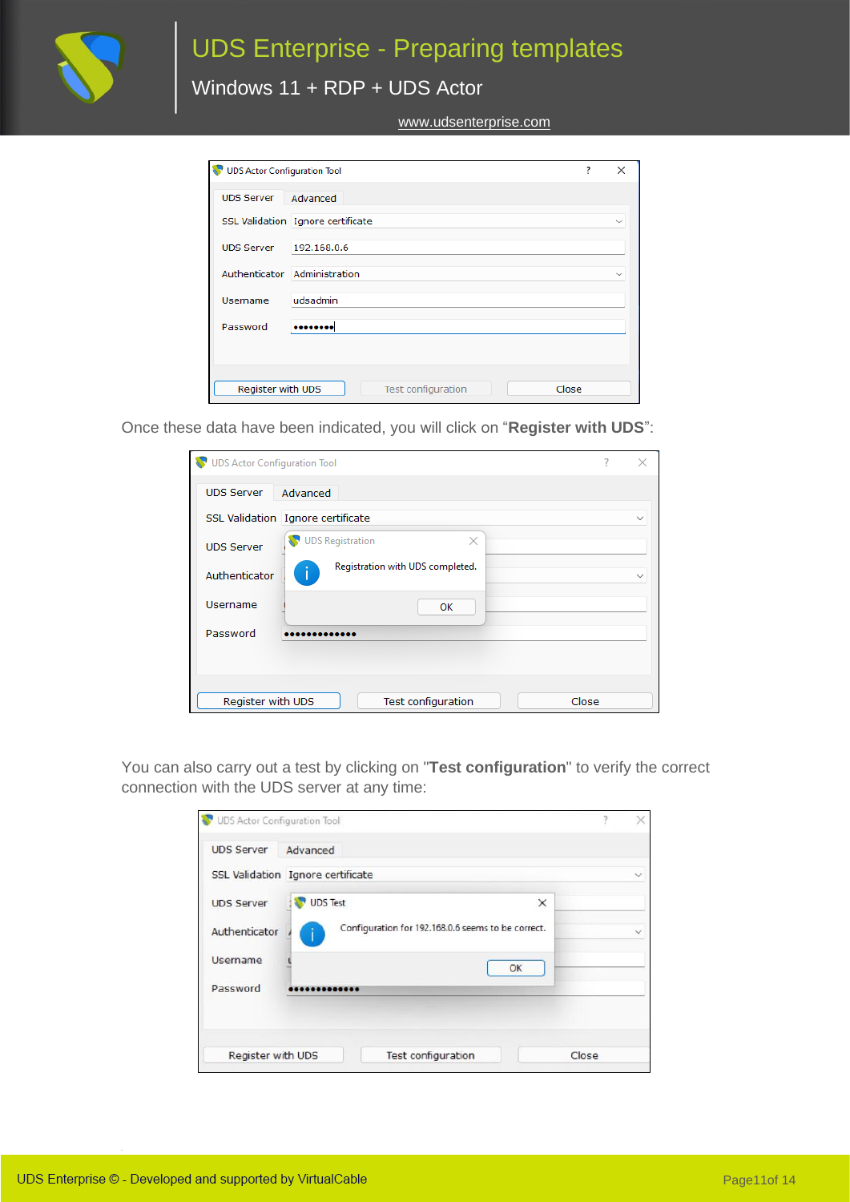Once these data have been indicated, you will click on “**Register with UDS**”:

You can also carry out a test by clicking on "**Test configuration**" to verify the correct connection with the UDS server at any time: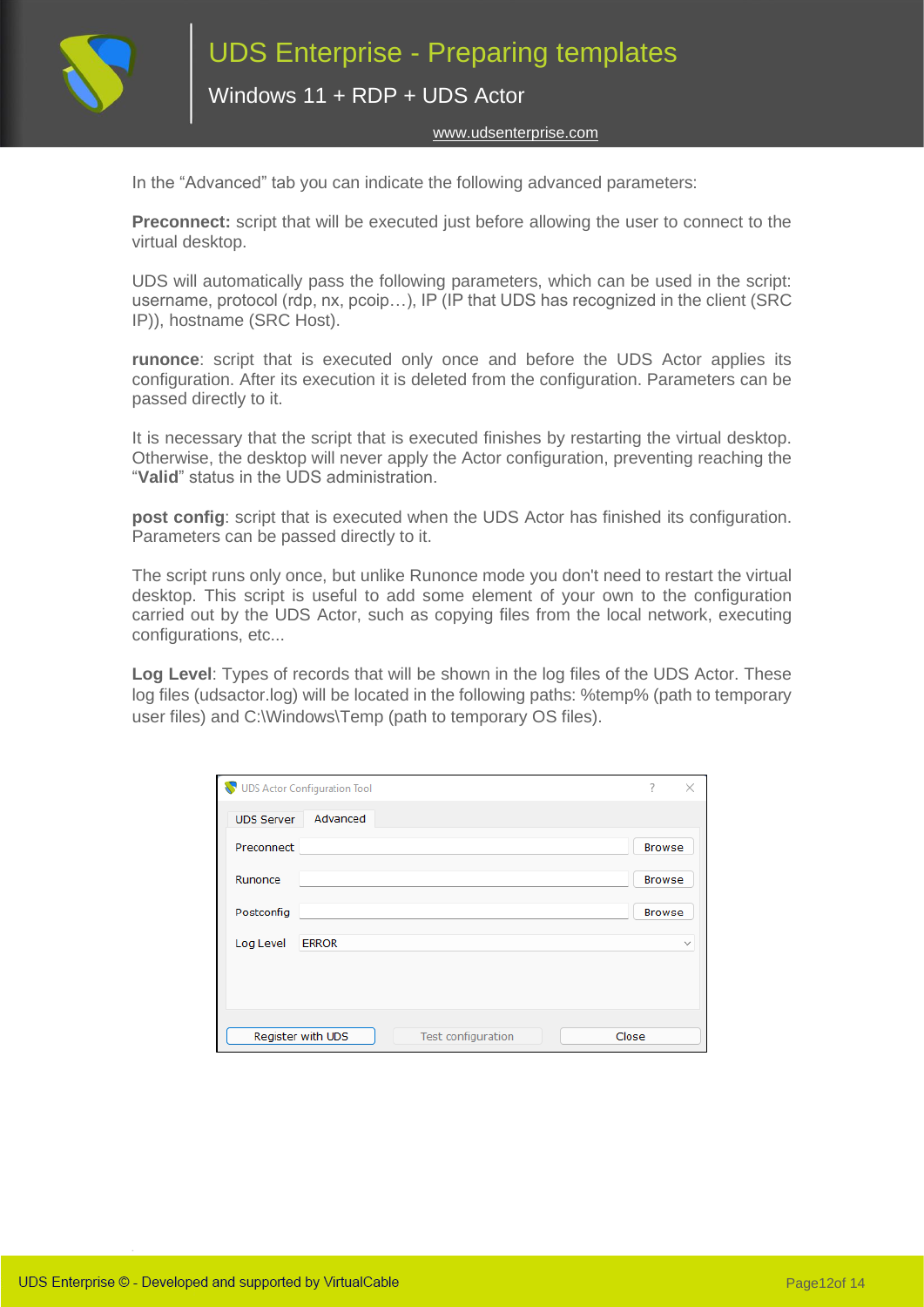In the "Advanced" tab you can indicate the following advanced parameters:

**Preconnect:** script that will be executed just before allowing the user to connect to the virtual desktop.

UDS will automatically pass the following parameters, which can be used in the script: username, protocol (rdp, nx, pcoip…), IP (IP that UDS has recognized in the client (SRC IP)), hostname (SRC Host).

**runonce**: script that is executed only once and before the UDS Actor applies its configuration. After its execution it is deleted from the configuration. Parameters can be passed directly to it.

It is necessary that the script that is executed finishes by restarting the virtual desktop. Otherwise, the desktop will never apply the Actor configuration, preventing reaching the "**Valid**" status in the UDS administration.

**post config**: script that is executed when the UDS Actor has finished its configuration. Parameters can be passed directly to it.

The script runs only once, but unlike Runonce mode you don't need to restart the virtual desktop. This script is useful to add some element of your own to the configuration carried out by the UDS Actor, such as copying files from the local network, executing configurations, etc...

**Log Level**: Types of records that will be shown in the log files of the UDS Actor. These log files (udsactor.log) will be located in the following paths: %temp% (path to temporary user files) and C:\Windows\Temp (path to temporary OS files).

UDS Actor Configuration Tool

UDS Server | Advanced

Preconnect [ ] Browse

Runonce [ ] Browse

Postconfig [ ] Browse

Log Level ERROR

Register with UDS | Test configuration | Close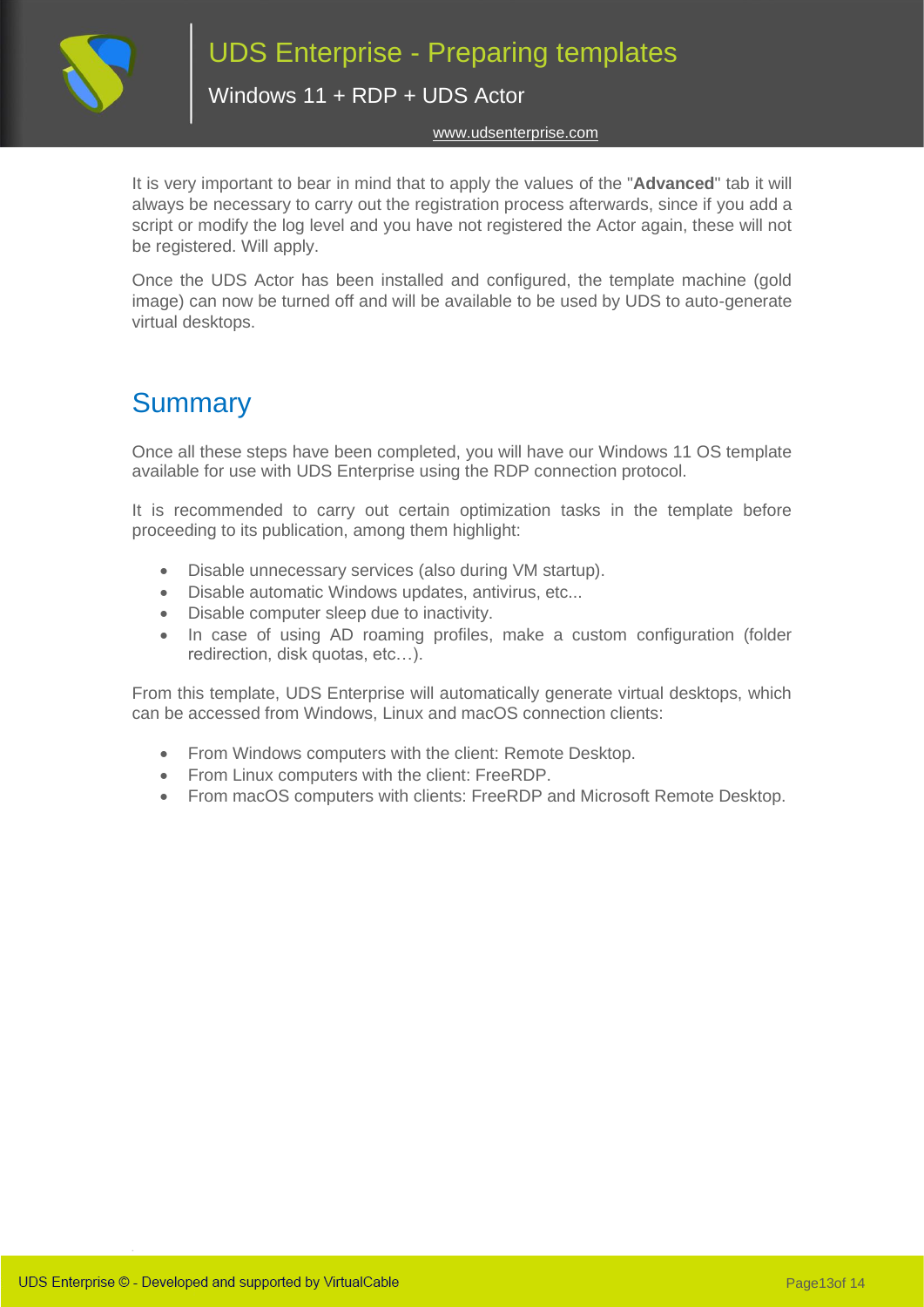It is very important to bear in mind that to apply the values of the "**Advanced**" tab it will always be necessary to carry out the registration process afterwards, since if you add a script or modify the log level and you have not registered the Actor again, these will not be registered. Will apply.

Once the UDS Actor has been installed and configured, the template machine (gold image) can now be turned off and will be available to be used by UDS to auto-generate virtual desktops.

# Summary

Once all these steps have been completed, you will have our Windows 11 OS template available for use with UDS Enterprise using the RDP connection protocol.

It is recommended to carry out certain optimization tasks in the template before proceeding to its publication, among them highlight:

- Disable unnecessary services (also during VM startup).
- Disable automatic Windows updates, antivirus, etc...
- Disable computer sleep due to inactivity.
- In case of using AD roaming profiles, make a custom configuration (folder redirection, disk quotas, etc…).

From this template, UDS Enterprise will automatically generate virtual desktops, which can be accessed from Windows, Linux and macOS connection clients:

- From Windows computers with the client: Remote Desktop.
- From Linux computers with the client: FreeRDP.
- From macOS computers with clients: FreeRDP and Microsoft Remote Desktop.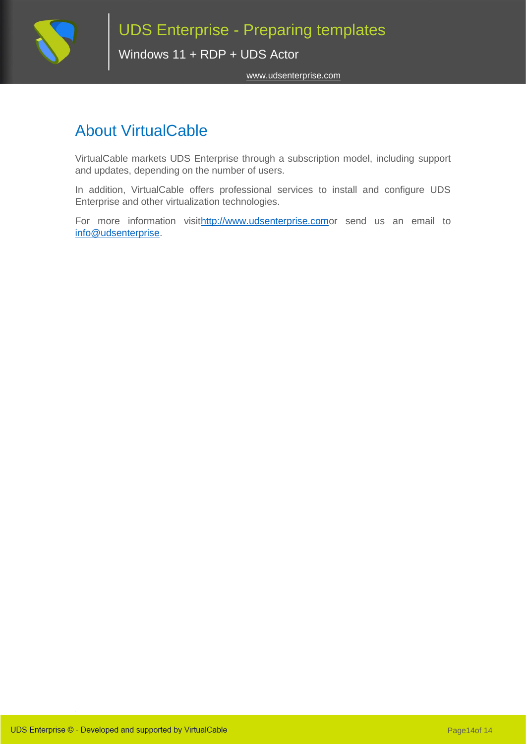# About VirtualCable

VirtualCable markets UDS Enterprise through a subscription model, including support and updates, depending on the number of users.

In addition, VirtualCable offers professional services to install and configure UDS Enterprise and other virtualization technologies.

For more information visit[http://www.udsenterprise.com](http://www.udsenterprise.com)or send us an email to [info@udsenterprise](mailto:info@udsenterprise).